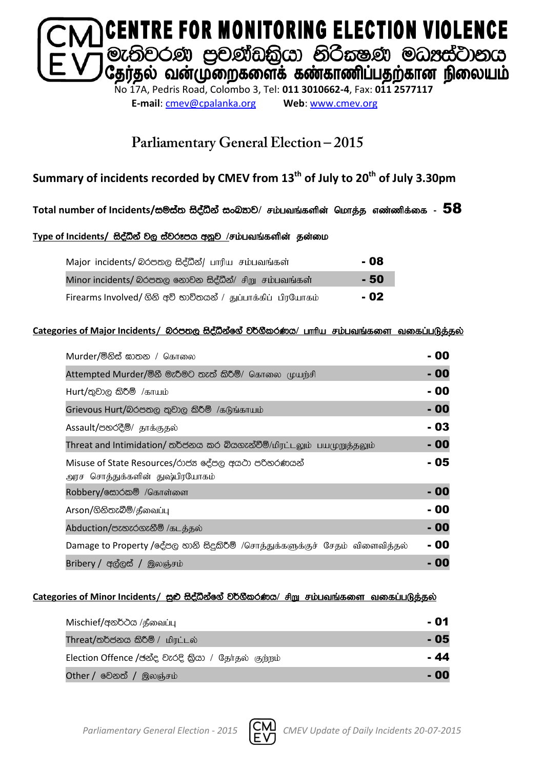# CENTRE FOR MONITORING ELECTION VIOLENCE

## මැතිවරණ ප්‍රචණ්ඩත්‍රියා නිරීක්ෂණ මධ්‍යස්ථානය

## தேர்தல் வன்முறைகளைக் கண்காணிப்பதற்கான நிலையம்

No 17A, Pedris Road, Colombo 3, Tel: **011 3010662-4**, Fax: **011 2577117**

**E-mail**: cmev@cpalanka.org **Web**: www.cmev.org

## Parliamentary General Election – 2015

### Summary of incidents recorded by CMEV from 13th of July to 20th of July 3.30pm

**Total number of Incidents/සමස්ත සිද්ධීන් සංඛ්‍යාව/ சம்பவங்களின் மொத்த எண்ணிக்கை - 58**

**Type of Incidents/ සිද්ධීන් වල ස්වරූපය අනුව /சம்பவங்களின் தன்மை**

| Type | Count |
|---|---|
| Major incidents/ බරපතල සිද්ධීන්/ பாரிய சம்பவங்கள் | - 08 |
| Minor incidents/ බරපතල නොවන සිද්ධීන්/ சிறு சம்பவங்கள் | - 50 |
| Firearms Involved/ ගිනි අවි භාවිතයන් / துப்பாக்கிப் பிரயோகம் | - 02 |

**Categories of Major Incidents/ බරපතල සිද්ධීන්ගේ වර්ගීකරණය/ பாரிய சம்பவங்களை வகைப்படுத்தல்**

| Category | Count |
|---|---|
| Murder/මිනීස් ඝාතන / கொலை | - 00 |
| Attempted Murder/මිනී මැරීමට තැත් කිරීම්/ கொலை முயற்சி | - 00 |
| Hurt/තුවාල කිරීම් /காயம் | - 00 |
| Grievous Hurt/බරපතල තුවාල කිරීම් /கடுங்காயம் | - 00 |
| Assault/පහරදීම්/ தாக்குதல் | - 03 |
| Threat and Intimidation/ තර්ජනය කර බියගැන්වීම්/மிரட்டலும் பயமுறுத்தலும் | - 00 |
| Misuse of State Resources/රාජ්‍ය දේපල අයථා පරිහරණයන් அரச சொத்துக்களின் துஷ்பிரயோகம் | - 05 |
| Robbery/සොරකම් /கொள்ளை | - 00 |
| Arson/ගිනිතැබීම්/தீவைப்பு | - 00 |
| Abduction/පැහැරගැනීම් /கடத்தல் | - 00 |
| Damage to Property /දේපල හානි සිදුකිරීම් /சொத்துக்களுக்குச் சேதம் விளைவித்தல் | - 00 |
| Bribery / අල්ලස් / இலஞ்சம் | - 00 |

**Categories of Minor Incidents/ සුළු සිද්ධීන්ගේ වර්ගීකරණය/ சிறு சம்பவங்களை வகைப்படுத்தல்**

| Category | Count |
|---|---|
| Mischief/අනර්ථය /தீவைப்பு | - 01 |
| Threat/තර්ජනය කිරීම් / மிரட்டல் | - 05 |
| Election Offence /ඡන්ද වැරදි ක්‍රියා / தேர்தல் குற்றம் | - 44 |
| Other / වෙනත් / இலஞ்சம் | - 00 |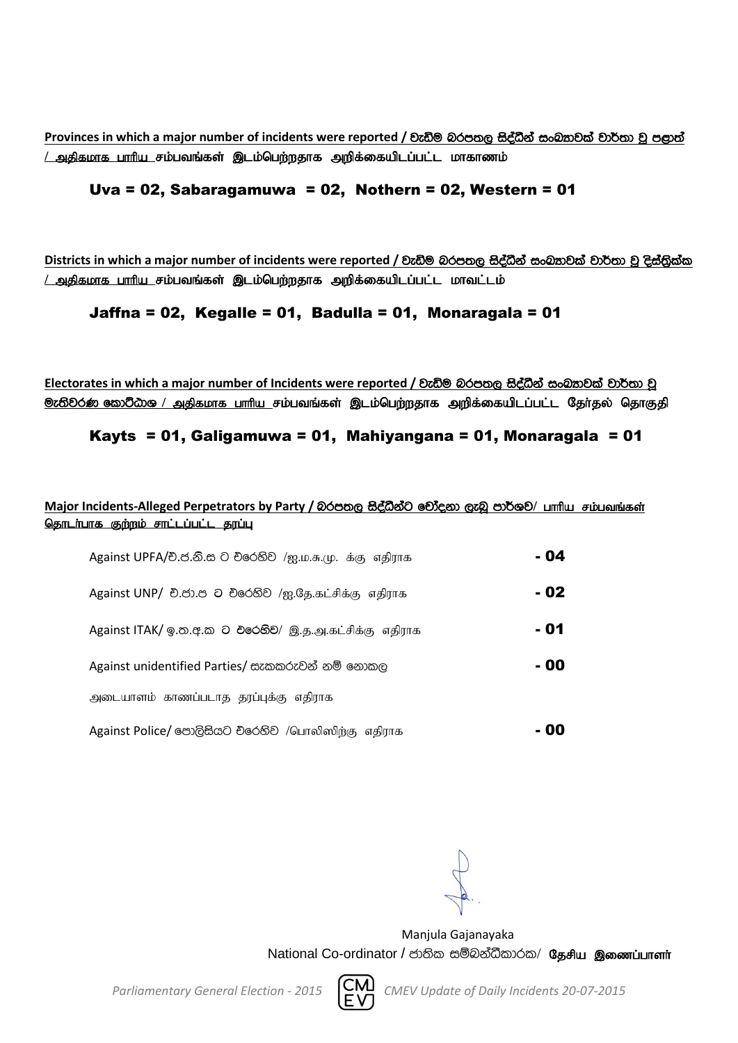**Provinces in which a major number of incidents were reported / වැඩිම බරපතල සිද්ධීන් සංඛ්‍යාවක් වාර්තා වූ පළාත් / அதிகமாக பாரிய சம்பவங்கள் இடம்பெற்றதாக அறிக்கையிடப்பட்ட மாகாணம்**

**Uva = 02, Sabaragamuwa = 02, Nothern = 02, Western = 01**

**Districts in which a major number of incidents were reported / වැඩිම බරපතල සිද්ධීන් සංඛ්‍යාවක් වාර්තා වූ දිස්ත්‍රික්ක / அதிகமாக பாரிய சம்பவங்கள் இடம்பெற்றதாக அறிக்கையிடப்பட்ட மாவட்டம்**

**Jaffna = 02, Kegalle = 01, Badulla = 01, Monaragala = 01**

**Electorates in which a major number of Incidents were reported / වැඩිම බරපතල සිද්ධීන් සංඛ්‍යාවක් වාර්තා වූ මැතිවරණ කොට්ඨාශ / அதிகமாக பாரிய சம்பவங்கள் இடம்பெற்றதாக அறிக்கையிடப்பட்ட தேர்தல் தொகுதி**

**Kayts = 01, Galigamuwa = 01, Mahiyangana = 01, Monaragala = 01**

**Major Incidents-Alleged Perpetrators by Party / බරපතල සිද්ධීන්ට චෝදනා ලැබූ පාර්ශව/ பாரிய சம்பவங்கள் தொடர்பாக குற்றம் சாட்டப்பட்ட தரப்பு**

| | |
|---|---|
| Against UPFA/එ.ජ.නි.ස ට එරෙහිව /ஐ.ம.சு.மு. க்கு எதிராக | **- 04** |
| Against UNP/ එ.ජා.ප ට එරෙහිව /ஐ.தே.கட்சிக்கு எதிராக | **- 02** |
| Against ITAK/ ඉ.ත.අ.ක ට එරෙහිව/ இ.த.அ.கட்சிக்கு எதிராக | **- 01** |
| Against unidentified Parties/ සැකකරුවන් නම් නොකළ அடையாளம் காணப்படாத தரப்புக்கு எதிராக | **- 00** |
| Against Police/ පොලිසියට එරෙහිව /பொலிஸிற்கு எதிராக | **- 00** |

Manjula Gajanayaka
National Co-ordinator / ජාතික සම්බන්ධීකාරක/ **தேசிய இணைப்பாளர்**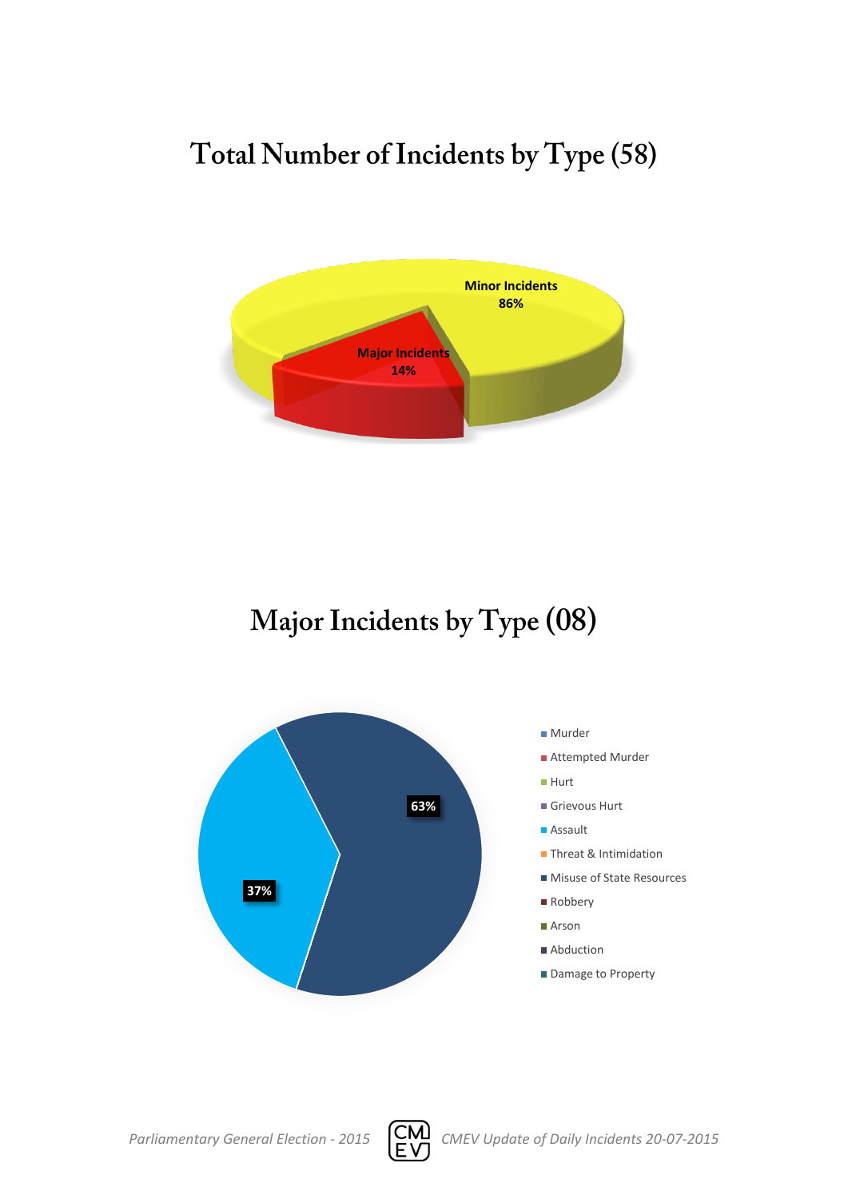# Total Number of Incidents by Type (58)

Minor Incidents 86%

Major Incidents 14%

# Major Incidents by Type (08)

63%

37%

- Murder
- Attempted Murder
- Hurt
- Grievous Hurt
- Assault
- Threat & Intimidation
- Misuse of State Resources
- Robbery
- Arson
- Abduction
- Damage to Property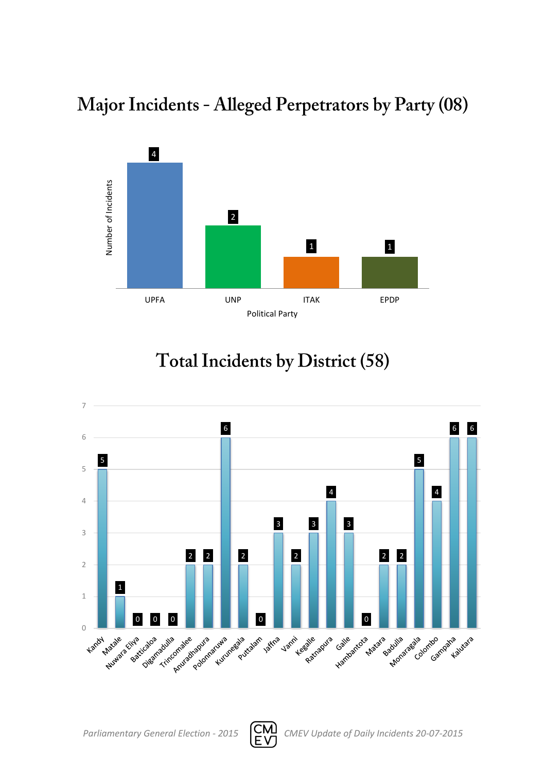## Major Incidents - Alleged Perpetrators by Party (08)

Number of Incidents

4
2
1
1

UPFA
UNP
ITAK
EPDP

Political Party

## Total Incidents by District (58)

7
6
5
4
3
2
1
0

5 1 0 0 0 2 2 6 2 0 3 2 3 4 3 0 2 2 5 4 6 6

Kandy
Matale
Nuwara Eliya
Batticaloa
Digamadulla
Trincomalee
Anuradhapura
Polonnaruwa
Kurunegala
Puttalam
Jaffna
Vanni
Kegalle
Ratnapura
Galle
Hambantota
Matara
Badulla
Monaragala
Colombo
Gampaha
Kalutara

*Parliamentary General Election - 2015* CMEV *CMEV Update of Daily Incidents 20-07-2015*